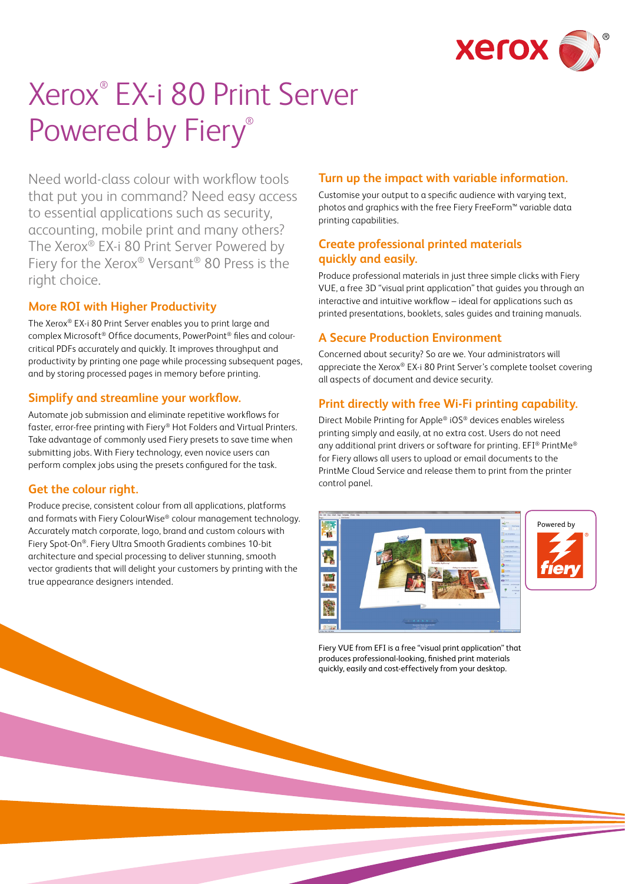# Xerox® EX-i 80 Print Server Powered by Fiery®

Need world-class colour with workflow tools that put you in command? Need easy access to essential applications such as security, accounting, mobile print and many others? The Xerox® EX-i 80 Print Server Powered by Fiery for the Xerox® Versant® 80 Press is the right choice.

## More ROI with Higher Productivity

The Xerox® EX-i 80 Print Server enables you to print large and complex Microsoft® Office documents, PowerPoint® files and colour-critical PDFs accurately and quickly. It improves throughput and productivity by printing one page while processing subsequent pages, and by storing processed pages in memory before printing.

## Simplify and streamline your workflow.

Automate job submission and eliminate repetitive workflows for faster, error-free printing with Fiery® Hot Folders and Virtual Printers. Take advantage of commonly used Fiery presets to save time when submitting jobs. With Fiery technology, even novice users can perform complex jobs using the presets configured for the task.

## Get the colour right.

Produce precise, consistent colour from all applications, platforms and formats with Fiery ColourWise® colour management technology. Accurately match corporate, logo, brand and custom colours with Fiery Spot-On®. Fiery Ultra Smooth Gradients combines 10-bit architecture and special processing to deliver stunning, smooth vector gradients that will delight your customers by printing with the true appearance designers intended.

## Turn up the impact with variable information.

Customise your output to a specific audience with varying text, photos and graphics with the free Fiery FreeForm™ variable data printing capabilities.

## Create professional printed materials quickly and easily.

Produce professional materials in just three simple clicks with Fiery VUE, a free 3D "visual print application" that guides you through an interactive and intuitive workflow – ideal for applications such as printed presentations, booklets, sales guides and training manuals.

## A Secure Production Environment

Concerned about security? So are we. Your administrators will appreciate the Xerox® EX-i 80 Print Server's complete toolset covering all aspects of document and device security.

## Print directly with free Wi-Fi printing capability.

Direct Mobile Printing for Apple® iOS® devices enables wireless printing simply and easily, at no extra cost. Users do not need any additional print drivers or software for printing. EFI® PrintMe® for Fiery allows all users to upload or email documents to the PrintMe Cloud Service and release them to print from the printer control panel.

Powered by fiery®

Fiery VUE from EFI is a free "visual print application" that produces professional-looking, finished print materials quickly, easily and cost-effectively from your desktop.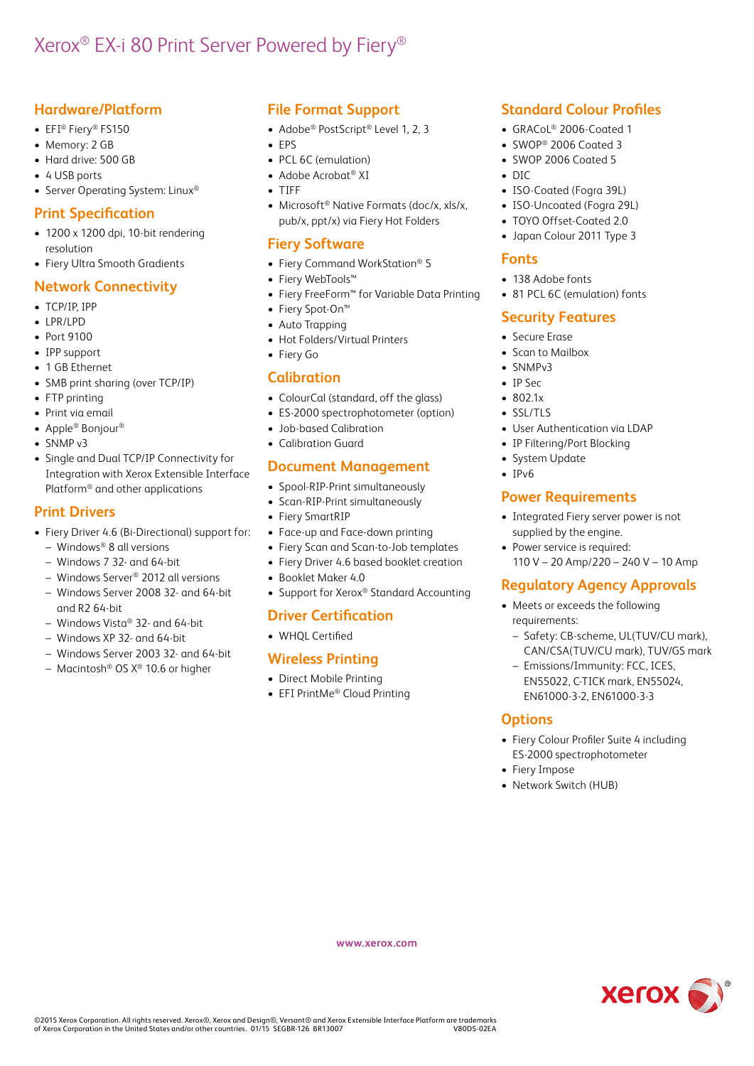# Xerox® EX-i 80 Print Server Powered by Fiery®

## Hardware/Platform

- EFI® Fiery® FS150
- Memory: 2 GB
- Hard drive: 500 GB
- 4 USB ports
- Server Operating System: Linux®

## Print Specification

- 1200 x 1200 dpi, 10-bit rendering resolution
- Fiery Ultra Smooth Gradients

## Network Connectivity

- TCP/IP, IPP
- LPR/LPD
- Port 9100
- IPP support
- 1 GB Ethernet
- SMB print sharing (over TCP/IP)
- FTP printing
- Print via email
- Apple® Bonjour®
- SNMP v3
- Single and Dual TCP/IP Connectivity for Integration with Xerox Extensible Interface Platform® and other applications

## Print Drivers

- Fiery Driver 4.6 (Bi-Directional) support for:
  - Windows® 8 all versions
  - Windows 7 32- and 64-bit
  - Windows Server® 2012 all versions
  - Windows Server 2008 32- and 64-bit and R2 64-bit
  - Windows Vista® 32- and 64-bit
  - Windows XP 32- and 64-bit
  - Windows Server 2003 32- and 64-bit
  - Macintosh® OS X® 10.6 or higher

## File Format Support

- Adobe® PostScript® Level 1, 2, 3
- EPS
- PCL 6C (emulation)
- Adobe Acrobat® XI
- TIFF
- Microsoft® Native Formats (doc/x, xls/x, pub/x, ppt/x) via Fiery Hot Folders

## Fiery Software

- Fiery Command WorkStation® 5
- Fiery WebTools™
- Fiery FreeForm™ for Variable Data Printing
- Fiery Spot-On™
- Auto Trapping
- Hot Folders/Virtual Printers
- Fiery Go

## Calibration

- ColourCal (standard, off the glass)
- ES-2000 spectrophotometer (option)
- Job-based Calibration
- Calibration Guard

## Document Management

- Spool-RIP-Print simultaneously
- Scan-RIP-Print simultaneously
- Fiery SmartRIP
- Face-up and Face-down printing
- Fiery Scan and Scan-to-Job templates
- Fiery Driver 4.6 based booklet creation
- Booklet Maker 4.0
- Support for Xerox® Standard Accounting

## Driver Certification

- WHQL Certified

## Wireless Printing

- Direct Mobile Printing
- EFI PrintMe® Cloud Printing

## Standard Colour Profiles

- GRACoL® 2006-Coated 1
- SWOP® 2006 Coated 3
- SWOP 2006 Coated 5
- DIC
- ISO-Coated (Fogra 39L)
- ISO-Uncoated (Fogra 29L)
- TOYO Offset-Coated 2.0
- Japan Colour 2011 Type 3

## Fonts

- 138 Adobe fonts
- 81 PCL 6C (emulation) fonts

## Security Features

- Secure Erase
- Scan to Mailbox
- SNMPv3
- IP Sec
- 802.1x
- SSL/TLS
- User Authentication via LDAP
- IP Filtering/Port Blocking
- System Update
- IPv6

## Power Requirements

- Integrated Fiery server power is not supplied by the engine.
- Power service is required: 110 V – 20 Amp/220 – 240 V – 10 Amp

## Regulatory Agency Approvals

- Meets or exceeds the following requirements:
  - Safety: CB-scheme, UL(TUV/CU mark), CAN/CSA(TUV/CU mark), TUV/GS mark
  - Emissions/Immunity: FCC, ICES, EN55022, C-TICK mark, EN55024, EN61000-3-2, EN61000-3-3

## Options

- Fiery Colour Profiler Suite 4 including ES-2000 spectrophotometer
- Fiery Impose
- Network Switch (HUB)

www.xerox.com

©2015 Xerox Corporation. All rights reserved. Xerox®, Xerox and Design®, Versant® and Xerox Extensible Interface Platform are trademarks of Xerox Corporation in the United States and/or other countries. 01/15 SEGBR-126 BR13007 V80DS-02EA